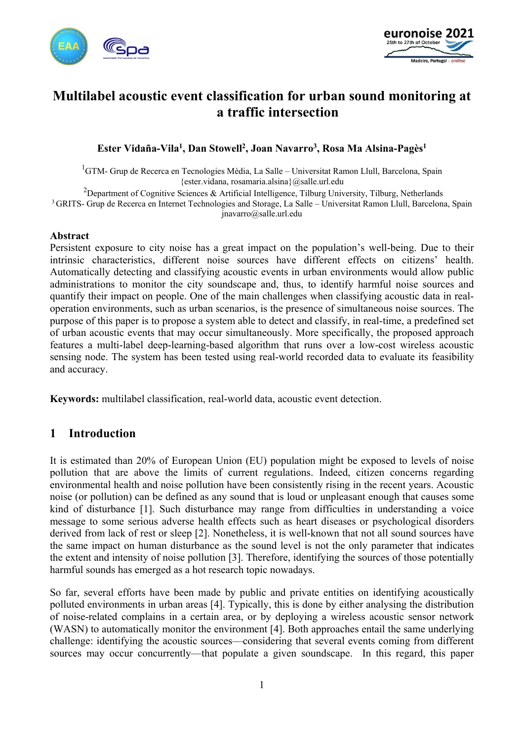# Multilabel acoustic event classification for urban sound monitoring at a traffic intersection

**Ester Vidaña-Vila[1], Dan Stowell[2], Joan Navarro[3], Rosa Ma Alsina-Pagès[1]**

[1]GTM- Grup de Recerca en Tecnologies Mèdia, La Salle – Universitat Ramon Llull, Barcelona, Spain
{ester.vidana, rosamaria.alsina}@salle.url.edu
[2]Department of Cognitive Sciences & Artificial Intelligence, Tilburg University, Tilburg, Netherlands
[3] GRITS- Grup de Recerca en Internet Technologies and Storage, La Salle – Universitat Ramon Llull, Barcelona, Spain
jnavarro@salle.url.edu

**Abstract**

Persistent exposure to city noise has a great impact on the population's well-being. Due to their intrinsic characteristics, different noise sources have different effects on citizens' health. Automatically detecting and classifying acoustic events in urban environments would allow public administrations to monitor the city soundscape and, thus, to identify harmful noise sources and quantify their impact on people. One of the main challenges when classifying acoustic data in real-operation environments, such as urban scenarios, is the presence of simultaneous noise sources. The purpose of this paper is to propose a system able to detect and classify, in real-time, a predefined set of urban acoustic events that may occur simultaneously. More specifically, the proposed approach features a multi-label deep-learning-based algorithm that runs over a low-cost wireless acoustic sensing node. The system has been tested using real-world recorded data to evaluate its feasibility and accuracy.

**Keywords:** multilabel classification, real-world data, acoustic event detection.

## 1 Introduction

It is estimated than 20% of European Union (EU) population might be exposed to levels of noise pollution that are above the limits of current regulations. Indeed, citizen concerns regarding environmental health and noise pollution have been consistently rising in the recent years. Acoustic noise (or pollution) can be defined as any sound that is loud or unpleasant enough that causes some kind of disturbance [1]. Such disturbance may range from difficulties in understanding a voice message to some serious adverse health effects such as heart diseases or psychological disorders derived from lack of rest or sleep [2]. Nonetheless, it is well-known that not all sound sources have the same impact on human disturbance as the sound level is not the only parameter that indicates the extent and intensity of noise pollution [3]. Therefore, identifying the sources of those potentially harmful sounds has emerged as a hot research topic nowadays.

So far, several efforts have been made by public and private entities on identifying acoustically polluted environments in urban areas [4]. Typically, this is done by either analysing the distribution of noise-related complains in a certain area, or by deploying a wireless acoustic sensor network (WASN) to automatically monitor the environment [4]. Both approaches entail the same underlying challenge: identifying the acoustic sources—considering that several events coming from different sources may occur concurrently—that populate a given soundscape. In this regard, this paper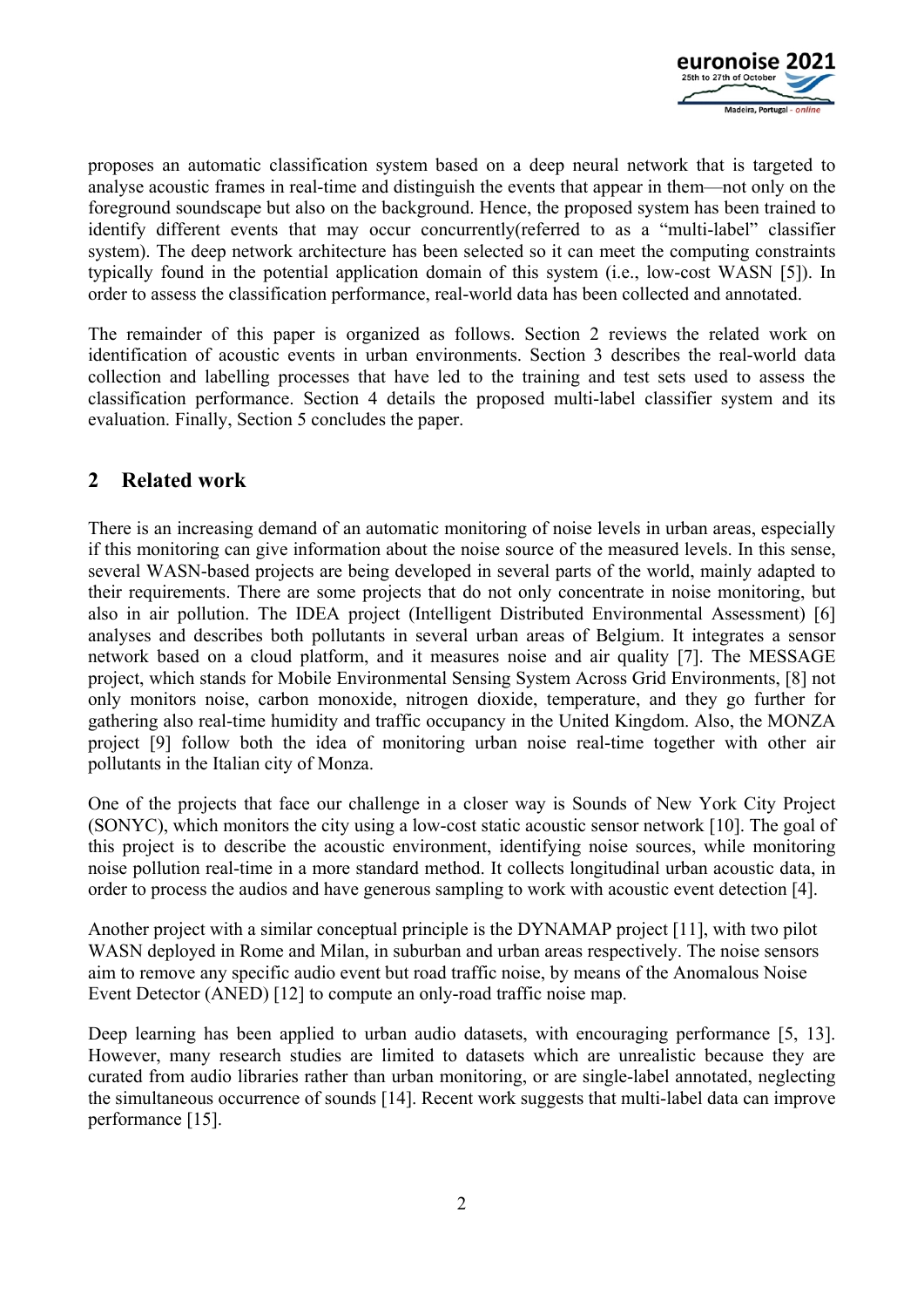proposes an automatic classification system based on a deep neural network that is targeted to analyse acoustic frames in real-time and distinguish the events that appear in them—not only on the foreground soundscape but also on the background. Hence, the proposed system has been trained to identify different events that may occur concurrently(referred to as a "multi-label" classifier system). The deep network architecture has been selected so it can meet the computing constraints typically found in the potential application domain of this system (i.e., low-cost WASN [5]). In order to assess the classification performance, real-world data has been collected and annotated.

The remainder of this paper is organized as follows. Section 2 reviews the related work on identification of acoustic events in urban environments. Section 3 describes the real-world data collection and labelling processes that have led to the training and test sets used to assess the classification performance. Section 4 details the proposed multi-label classifier system and its evaluation. Finally, Section 5 concludes the paper.

## 2 Related work

There is an increasing demand of an automatic monitoring of noise levels in urban areas, especially if this monitoring can give information about the noise source of the measured levels. In this sense, several WASN-based projects are being developed in several parts of the world, mainly adapted to their requirements. There are some projects that do not only concentrate in noise monitoring, but also in air pollution. The IDEA project (Intelligent Distributed Environmental Assessment) [6] analyses and describes both pollutants in several urban areas of Belgium. It integrates a sensor network based on a cloud platform, and it measures noise and air quality [7]. The MESSAGE project, which stands for Mobile Environmental Sensing System Across Grid Environments, [8] not only monitors noise, carbon monoxide, nitrogen dioxide, temperature, and they go further for gathering also real-time humidity and traffic occupancy in the United Kingdom. Also, the MONZA project [9] follow both the idea of monitoring urban noise real-time together with other air pollutants in the Italian city of Monza.

One of the projects that face our challenge in a closer way is Sounds of New York City Project (SONYC), which monitors the city using a low-cost static acoustic sensor network [10]. The goal of this project is to describe the acoustic environment, identifying noise sources, while monitoring noise pollution real-time in a more standard method. It collects longitudinal urban acoustic data, in order to process the audios and have generous sampling to work with acoustic event detection [4].

Another project with a similar conceptual principle is the DYNAMAP project [11], with two pilot WASN deployed in Rome and Milan, in suburban and urban areas respectively. The noise sensors aim to remove any specific audio event but road traffic noise, by means of the Anomalous Noise Event Detector (ANED) [12] to compute an only-road traffic noise map.

Deep learning has been applied to urban audio datasets, with encouraging performance [5, 13]. However, many research studies are limited to datasets which are unrealistic because they are curated from audio libraries rather than urban monitoring, or are single-label annotated, neglecting the simultaneous occurrence of sounds [14]. Recent work suggests that multi-label data can improve performance [15].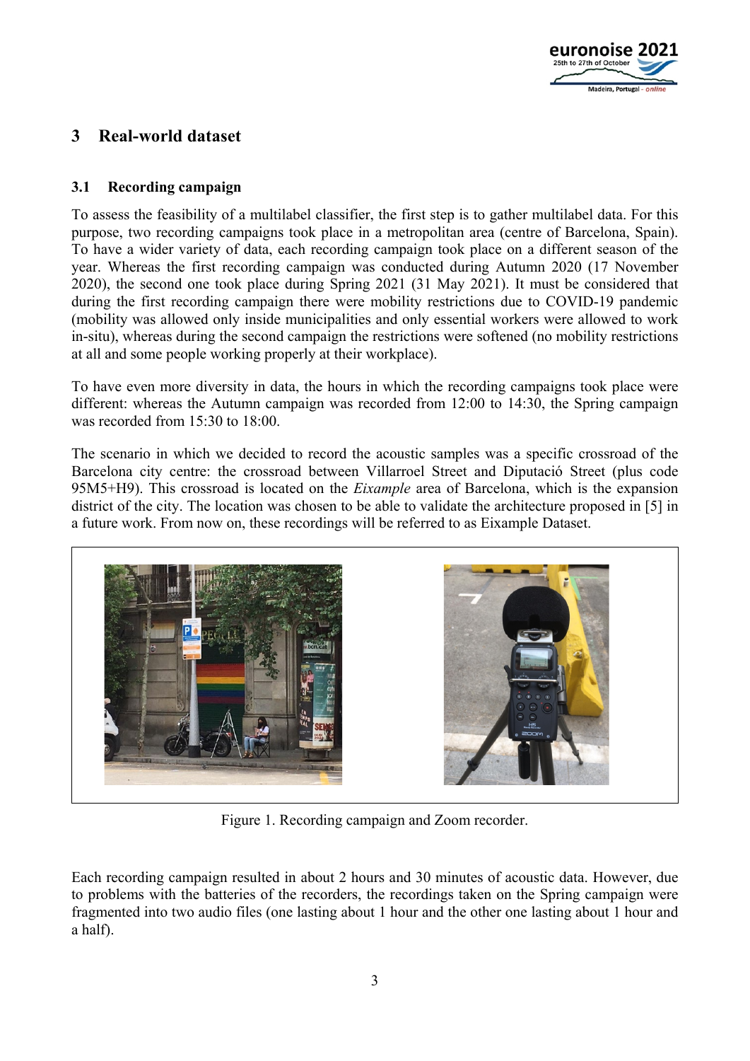## 3 Real-world dataset

### 3.1 Recording campaign

To assess the feasibility of a multilabel classifier, the first step is to gather multilabel data. For this purpose, two recording campaigns took place in a metropolitan area (centre of Barcelona, Spain). To have a wider variety of data, each recording campaign took place on a different season of the year. Whereas the first recording campaign was conducted during Autumn 2020 (17 November 2020), the second one took place during Spring 2021 (31 May 2021). It must be considered that during the first recording campaign there were mobility restrictions due to COVID-19 pandemic (mobility was allowed only inside municipalities and only essential workers were allowed to work in-situ), whereas during the second campaign the restrictions were softened (no mobility restrictions at all and some people working properly at their workplace).

To have even more diversity in data, the hours in which the recording campaigns took place were different: whereas the Autumn campaign was recorded from 12:00 to 14:30, the Spring campaign was recorded from 15:30 to 18:00.

The scenario in which we decided to record the acoustic samples was a specific crossroad of the Barcelona city centre: the crossroad between Villarroel Street and Diputació Street (plus code 95M5+H9). This crossroad is located on the *Eixample* area of Barcelona, which is the expansion district of the city. The location was chosen to be able to validate the architecture proposed in [5] in a future work. From now on, these recordings will be referred to as Eixample Dataset.

Figure 1. Recording campaign and Zoom recorder.

Each recording campaign resulted in about 2 hours and 30 minutes of acoustic data. However, due to problems with the batteries of the recorders, the recordings taken on the Spring campaign were fragmented into two audio files (one lasting about 1 hour and the other one lasting about 1 hour and a half).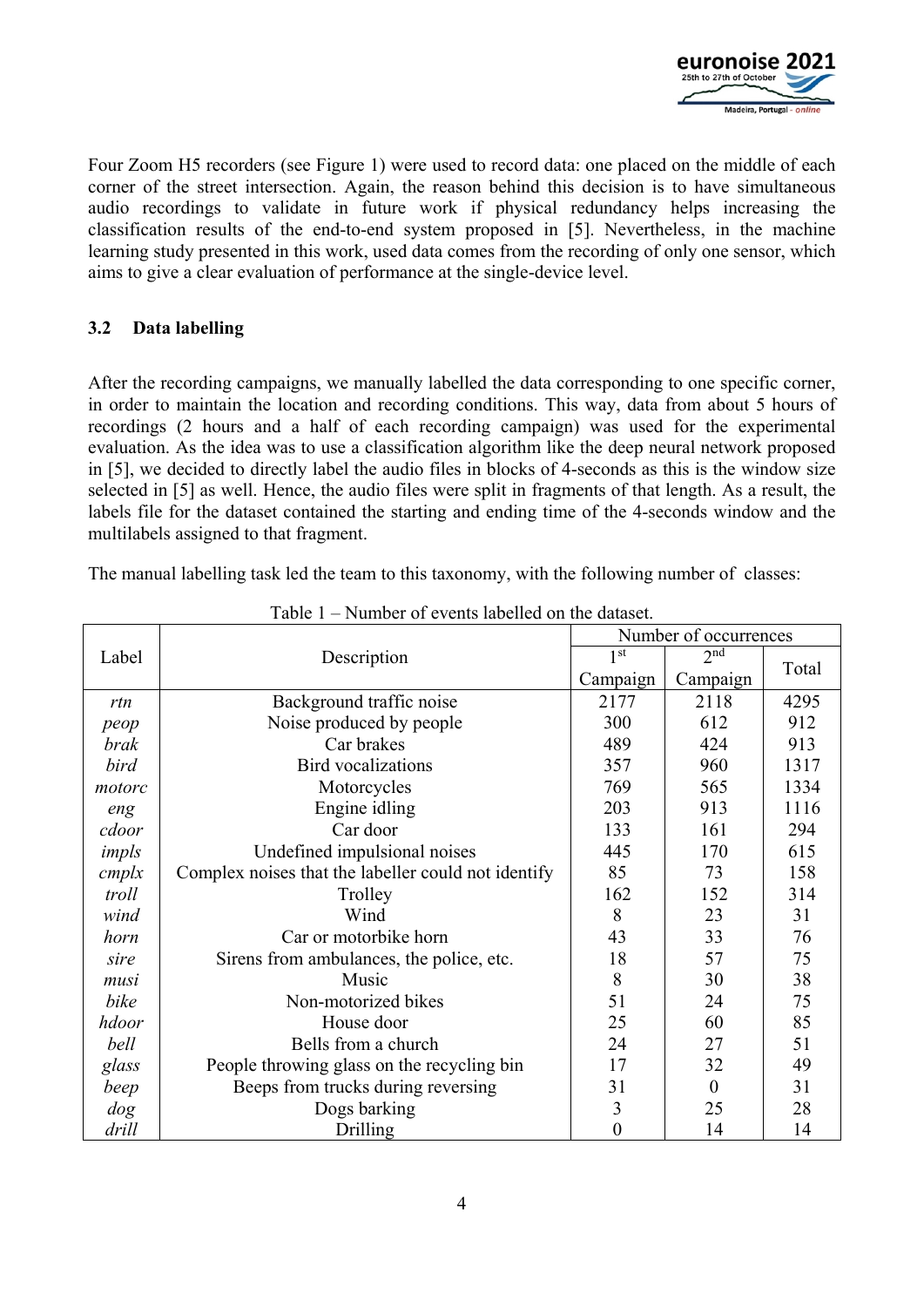Four Zoom H5 recorders (see Figure 1) were used to record data: one placed on the middle of each corner of the street intersection. Again, the reason behind this decision is to have simultaneous audio recordings to validate in future work if physical redundancy helps increasing the classification results of the end-to-end system proposed in [5]. Nevertheless, in the machine learning study presented in this work, used data comes from the recording of only one sensor, which aims to give a clear evaluation of performance at the single-device level.

### 3.2 Data labelling

After the recording campaigns, we manually labelled the data corresponding to one specific corner, in order to maintain the location and recording conditions. This way, data from about 5 hours of recordings (2 hours and a half of each recording campaign) was used for the experimental evaluation. As the idea was to use a classification algorithm like the deep neural network proposed in [5], we decided to directly label the audio files in blocks of 4-seconds as this is the window size selected in [5] as well. Hence, the audio files were split in fragments of that length. As a result, the labels file for the dataset contained the starting and ending time of the 4-seconds window and the multilabels assigned to that fragment.

The manual labelling task led the team to this taxonomy, with the following number of classes:

Table 1 – Number of events labelled on the dataset.

| Label | Description | Number of occurrences | | |
|---|---|---|---|---|
| | | 1[st] Campaign | 2[nd] Campaign | Total |
| *rtn* | Background traffic noise | 2177 | 2118 | 4295 |
| *peop* | Noise produced by people | 300 | 612 | 912 |
| *brak* | Car brakes | 489 | 424 | 913 |
| *bird* | Bird vocalizations | 357 | 960 | 1317 |
| *motorc* | Motorcycles | 769 | 565 | 1334 |
| *eng* | Engine idling | 203 | 913 | 1116 |
| *cdoor* | Car door | 133 | 161 | 294 |
| *impls* | Undefined impulsional noises | 445 | 170 | 615 |
| *cmplx* | Complex noises that the labeller could not identify | 85 | 73 | 158 |
| *troll* | Trolley | 162 | 152 | 314 |
| *wind* | Wind | 8 | 23 | 31 |
| *horn* | Car or motorbike horn | 43 | 33 | 76 |
| *sire* | Sirens from ambulances, the police, etc. | 18 | 57 | 75 |
| *musi* | Music | 8 | 30 | 38 |
| *bike* | Non-motorized bikes | 51 | 24 | 75 |
| *hdoor* | House door | 25 | 60 | 85 |
| *bell* | Bells from a church | 24 | 27 | 51 |
| *glass* | People throwing glass on the recycling bin | 17 | 32 | 49 |
| *beep* | Beeps from trucks during reversing | 31 | 0 | 31 |
| *dog* | Dogs barking | 3 | 25 | 28 |
| *drill* | Drilling | 0 | 14 | 14 |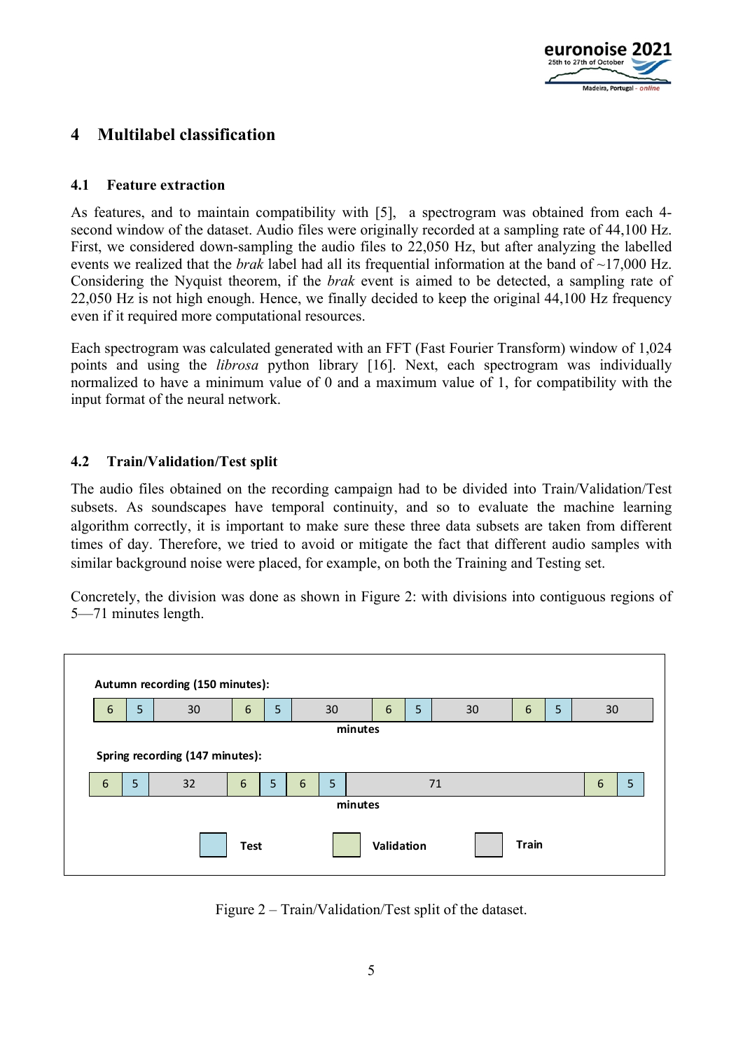# 4 Multilabel classification

## 4.1 Feature extraction

As features, and to maintain compatibility with [5], a spectrogram was obtained from each 4-second window of the dataset. Audio files were originally recorded at a sampling rate of 44,100 Hz. First, we considered down-sampling the audio files to 22,050 Hz, but after analyzing the labelled events we realized that the *brak* label had all its frequential information at the band of ~17,000 Hz. Considering the Nyquist theorem, if the *brak* event is aimed to be detected, a sampling rate of 22,050 Hz is not high enough. Hence, we finally decided to keep the original 44,100 Hz frequency even if it required more computational resources.

Each spectrogram was calculated generated with an FFT (Fast Fourier Transform) window of 1,024 points and using the *librosa* python library [16]. Next, each spectrogram was individually normalized to have a minimum value of 0 and a maximum value of 1, for compatibility with the input format of the neural network.

## 4.2 Train/Validation/Test split

The audio files obtained on the recording campaign had to be divided into Train/Validation/Test subsets. As soundscapes have temporal continuity, and so to evaluate the machine learning algorithm correctly, it is important to make sure these three data subsets are taken from different times of day. Therefore, we tried to avoid or mitigate the fact that different audio samples with similar background noise were placed, for example, on both the Training and Testing set.

Concretely, the division was done as shown in Figure 2: with divisions into contiguous regions of 5—71 minutes length.

**Autumn recording (150 minutes):**

| 6 | 5 | 30 | 6 | 5 | 30 | 6 | 5 | 30 | 6 | 5 | 30 |
|---|---|---|---|---|---|---|---|---|---|---|---|
| Validation | Test | Train | Validation | Test | Train | Validation | Test | Train | Validation | Test | Train |

minutes

**Spring recording (147 minutes):**

| 6 | 5 | 32 | 6 | 5 | 6 | 5 | 71 | 6 | 5 |
|---|---|---|---|---|---|---|---|---|---|
| Validation | Test | Train | Validation | Test | Validation | Test | Train | Validation | Test |

minutes

Legend: Test, Validation, Train

Figure 2 – Train/Validation/Test split of the dataset.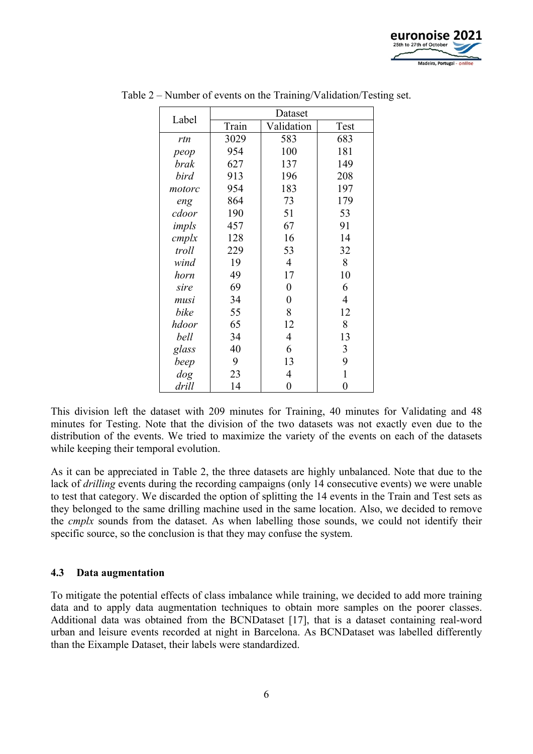Table 2 – Number of events on the Training/Validation/Testing set.

| Label | Dataset | | |
|---|---|---|---|
| | Train | Validation | Test |
| *rtn* | 3029 | 583 | 683 |
| *peop* | 954 | 100 | 181 |
| *brak* | 627 | 137 | 149 |
| *bird* | 913 | 196 | 208 |
| *motorc* | 954 | 183 | 197 |
| *eng* | 864 | 73 | 179 |
| *cdoor* | 190 | 51 | 53 |
| *impls* | 457 | 67 | 91 |
| *cmplx* | 128 | 16 | 14 |
| *troll* | 229 | 53 | 32 |
| *wind* | 19 | 4 | 8 |
| *horn* | 49 | 17 | 10 |
| *sire* | 69 | 0 | 6 |
| *musi* | 34 | 0 | 4 |
| *bike* | 55 | 8 | 12 |
| *hdoor* | 65 | 12 | 8 |
| *bell* | 34 | 4 | 13 |
| *glass* | 40 | 6 | 3 |
| *beep* | 9 | 13 | 9 |
| *dog* | 23 | 4 | 1 |
| *drill* | 14 | 0 | 0 |

This division left the dataset with 209 minutes for Training, 40 minutes for Validating and 48 minutes for Testing. Note that the division of the two datasets was not exactly even due to the distribution of the events. We tried to maximize the variety of the events on each of the datasets while keeping their temporal evolution.

As it can be appreciated in Table 2, the three datasets are highly unbalanced. Note that due to the lack of *drilling* events during the recording campaigns (only 14 consecutive events) we were unable to test that category. We discarded the option of splitting the 14 events in the Train and Test sets as they belonged to the same drilling machine used in the same location. Also, we decided to remove the *cmplx* sounds from the dataset. As when labelling those sounds, we could not identify their specific source, so the conclusion is that they may confuse the system.

### 4.3 Data augmentation

To mitigate the potential effects of class imbalance while training, we decided to add more training data and to apply data augmentation techniques to obtain more samples on the poorer classes. Additional data was obtained from the BCNDataset [17], that is a dataset containing real-word urban and leisure events recorded at night in Barcelona. As BCNDataset was labelled differently than the Eixample Dataset, their labels were standardized.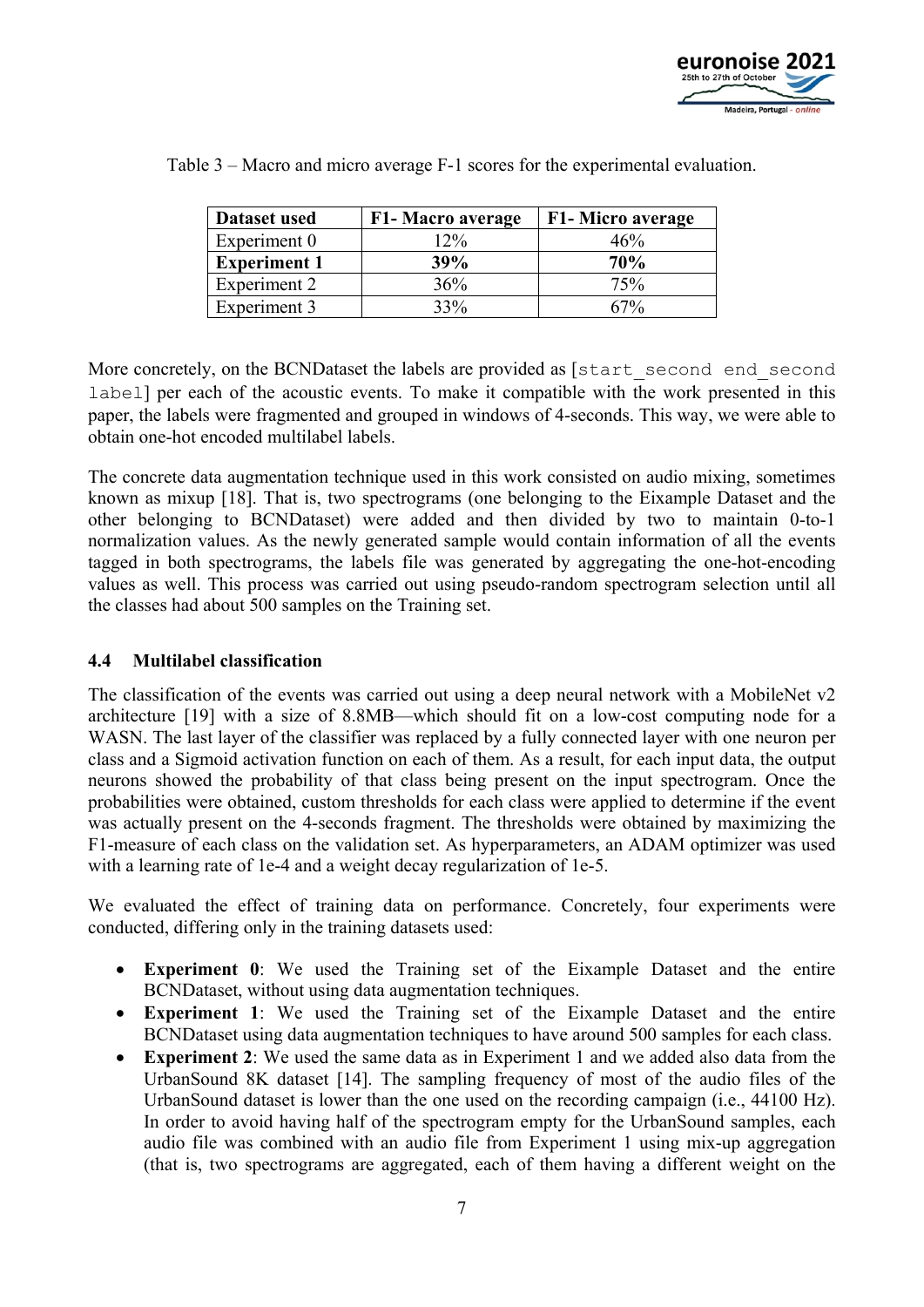Table 3 – Macro and micro average F-1 scores for the experimental evaluation.

| Dataset used | F1- Macro average | F1- Micro average |
|---|---|---|
| Experiment 0 | 12% | 46% |
| **Experiment 1** | **39%** | **70%** |
| Experiment 2 | 36% | 75% |
| Experiment 3 | 33% | 67% |

More concretely, on the BCNDataset the labels are provided as [`start_second end_second label`] per each of the acoustic events. To make it compatible with the work presented in this paper, the labels were fragmented and grouped in windows of 4-seconds. This way, we were able to obtain one-hot encoded multilabel labels.

The concrete data augmentation technique used in this work consisted on audio mixing, sometimes known as mixup [18]. That is, two spectrograms (one belonging to the Eixample Dataset and the other belonging to BCNDataset) were added and then divided by two to maintain 0-to-1 normalization values. As the newly generated sample would contain information of all the events tagged in both spectrograms, the labels file was generated by aggregating the one-hot-encoding values as well. This process was carried out using pseudo-random spectrogram selection until all the classes had about 500 samples on the Training set.

### 4.4 Multilabel classification

The classification of the events was carried out using a deep neural network with a MobileNet v2 architecture [19] with a size of 8.8MB—which should fit on a low-cost computing node for a WASN. The last layer of the classifier was replaced by a fully connected layer with one neuron per class and a Sigmoid activation function on each of them. As a result, for each input data, the output neurons showed the probability of that class being present on the input spectrogram. Once the probabilities were obtained, custom thresholds for each class were applied to determine if the event was actually present on the 4-seconds fragment. The thresholds were obtained by maximizing the F1-measure of each class on the validation set. As hyperparameters, an ADAM optimizer was used with a learning rate of 1e-4 and a weight decay regularization of 1e-5.

We evaluated the effect of training data on performance. Concretely, four experiments were conducted, differing only in the training datasets used:

- **Experiment 0**: We used the Training set of the Eixample Dataset and the entire BCNDataset, without using data augmentation techniques.
- **Experiment 1**: We used the Training set of the Eixample Dataset and the entire BCNDataset using data augmentation techniques to have around 500 samples for each class.
- **Experiment 2**: We used the same data as in Experiment 1 and we added also data from the UrbanSound 8K dataset [14]. The sampling frequency of most of the audio files of the UrbanSound dataset is lower than the one used on the recording campaign (i.e., 44100 Hz). In order to avoid having half of the spectrogram empty for the UrbanSound samples, each audio file was combined with an audio file from Experiment 1 using mix-up aggregation (that is, two spectrograms are aggregated, each of them having a different weight on the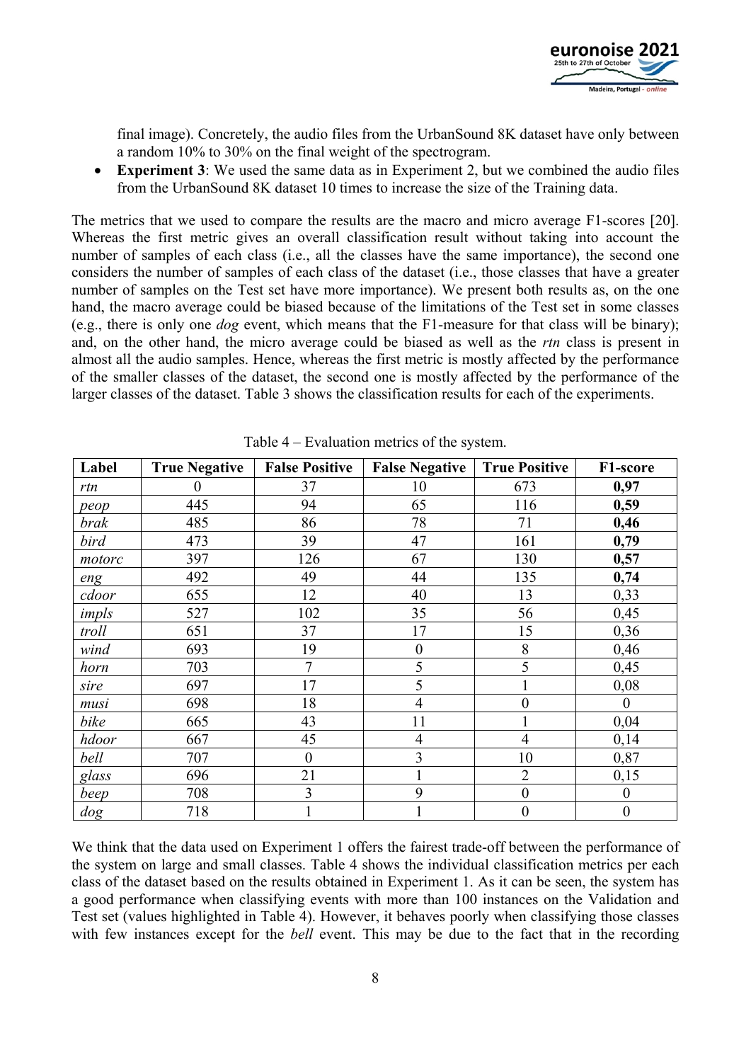final image). Concretely, the audio files from the UrbanSound 8K dataset have only between a random 10% to 30% on the final weight of the spectrogram.

- **Experiment 3**: We used the same data as in Experiment 2, but we combined the audio files from the UrbanSound 8K dataset 10 times to increase the size of the Training data.

The metrics that we used to compare the results are the macro and micro average F1-scores [20]. Whereas the first metric gives an overall classification result without taking into account the number of samples of each class (i.e., all the classes have the same importance), the second one considers the number of samples of each class of the dataset (i.e., those classes that have a greater number of samples on the Test set have more importance). We present both results as, on the one hand, the macro average could be biased because of the limitations of the Test set in some classes (e.g., there is only one *dog* event, which means that the F1-measure for that class will be binary); and, on the other hand, the micro average could be biased as well as the *rtn* class is present in almost all the audio samples. Hence, whereas the first metric is mostly affected by the performance of the smaller classes of the dataset, the second one is mostly affected by the performance of the larger classes of the dataset. Table 3 shows the classification results for each of the experiments.

Table 4 – Evaluation metrics of the system.

| Label | True Negative | False Positive | False Negative | True Positive | F1-score |
|---|---|---|---|---|---|
| *rtn* | 0 | 37 | 10 | 673 | **0,97** |
| *peop* | 445 | 94 | 65 | 116 | **0,59** |
| *brak* | 485 | 86 | 78 | 71 | **0,46** |
| *bird* | 473 | 39 | 47 | 161 | **0,79** |
| *motorc* | 397 | 126 | 67 | 130 | **0,57** |
| *eng* | 492 | 49 | 44 | 135 | **0,74** |
| *cdoor* | 655 | 12 | 40 | 13 | 0,33 |
| *impls* | 527 | 102 | 35 | 56 | 0,45 |
| *troll* | 651 | 37 | 17 | 15 | 0,36 |
| *wind* | 693 | 19 | 0 | 8 | 0,46 |
| *horn* | 703 | 7 | 5 | 5 | 0,45 |
| *sire* | 697 | 17 | 5 | 1 | 0,08 |
| *musi* | 698 | 18 | 4 | 0 | 0 |
| *bike* | 665 | 43 | 11 | 1 | 0,04 |
| *hdoor* | 667 | 45 | 4 | 4 | 0,14 |
| *bell* | 707 | 0 | 3 | 10 | 0,87 |
| *glass* | 696 | 21 | 1 | 2 | 0,15 |
| *beep* | 708 | 3 | 9 | 0 | 0 |
| *dog* | 718 | 1 | 1 | 0 | 0 |

We think that the data used on Experiment 1 offers the fairest trade-off between the performance of the system on large and small classes. Table 4 shows the individual classification metrics per each class of the dataset based on the results obtained in Experiment 1. As it can be seen, the system has a good performance when classifying events with more than 100 instances on the Validation and Test set (values highlighted in Table 4). However, it behaves poorly when classifying those classes with few instances except for the *bell* event. This may be due to the fact that in the recording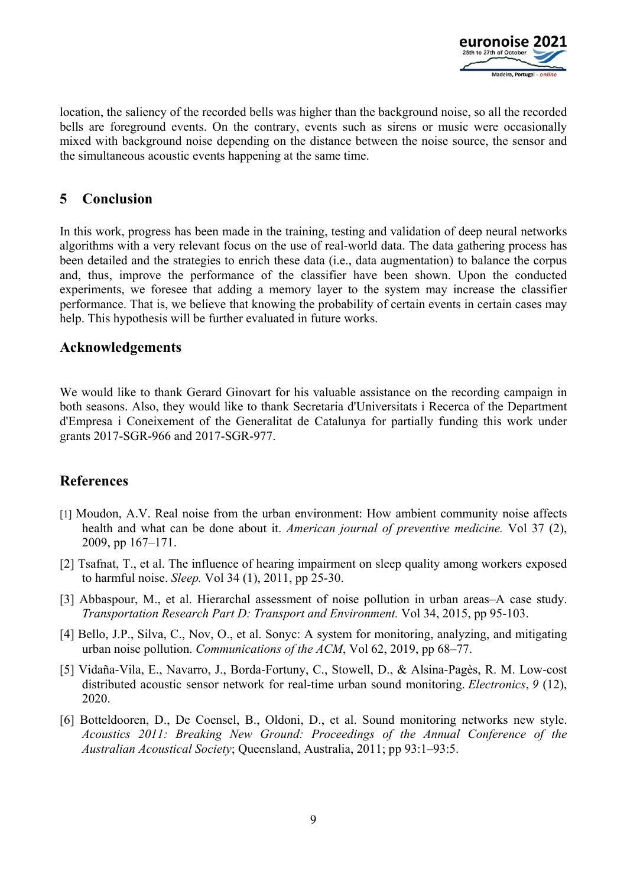location, the saliency of the recorded bells was higher than the background noise, so all the recorded bells are foreground events. On the contrary, events such as sirens or music were occasionally mixed with background noise depending on the distance between the noise source, the sensor and the simultaneous acoustic events happening at the same time.

## 5 Conclusion

In this work, progress has been made in the training, testing and validation of deep neural networks algorithms with a very relevant focus on the use of real-world data. The data gathering process has been detailed and the strategies to enrich these data (i.e., data augmentation) to balance the corpus and, thus, improve the performance of the classifier have been shown. Upon the conducted experiments, we foresee that adding a memory layer to the system may increase the classifier performance. That is, we believe that knowing the probability of certain events in certain cases may help. This hypothesis will be further evaluated in future works.

## Acknowledgements

We would like to thank Gerard Ginovart for his valuable assistance on the recording campaign in both seasons. Also, they would like to thank Secretaria d'Universitats i Recerca of the Department d'Empresa i Coneixement of the Generalitat de Catalunya for partially funding this work under grants 2017-SGR-966 and 2017-SGR-977.

## References

[1] Moudon, A.V. Real noise from the urban environment: How ambient community noise affects health and what can be done about it. *American journal of preventive medicine.* Vol 37 (2), 2009, pp 167–171.

[2] Tsafnat, T., et al. The influence of hearing impairment on sleep quality among workers exposed to harmful noise. *Sleep.* Vol 34 (1), 2011, pp 25-30.

[3] Abbaspour, M., et al. Hierarchal assessment of noise pollution in urban areas–A case study. *Transportation Research Part D: Transport and Environment.* Vol 34, 2015, pp 95-103.

[4] Bello, J.P., Silva, C., Nov, O., et al. Sonyc: A system for monitoring, analyzing, and mitigating urban noise pollution. *Communications of the ACM*, Vol 62, 2019, pp 68–77.

[5] Vidaña-Vila, E., Navarro, J., Borda-Fortuny, C., Stowell, D., & Alsina-Pagès, R. M. Low-cost distributed acoustic sensor network for real-time urban sound monitoring. *Electronics*, *9* (12), 2020.

[6] Botteldooren, D., De Coensel, B., Oldoni, D., et al. Sound monitoring networks new style. *Acoustics 2011: Breaking New Ground: Proceedings of the Annual Conference of the Australian Acoustical Society*; Queensland, Australia, 2011; pp 93:1–93:5.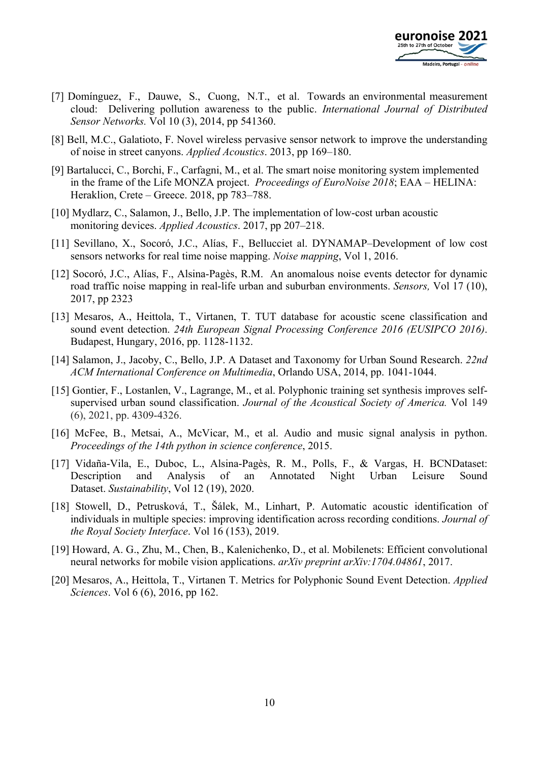[7] Domínguez, F., Dauwe, S., Cuong, N.T., et al. Towards an environmental measurement cloud: Delivering pollution awareness to the public. *International Journal of Distributed Sensor Networks.* Vol 10 (3), 2014, pp 541360.

[8] Bell, M.C., Galatioto, F. Novel wireless pervasive sensor network to improve the understanding of noise in street canyons. *Applied Acoustics*. 2013, pp 169–180.

[9] Bartalucci, C., Borchi, F., Carfagni, M., et al. The smart noise monitoring system implemented in the frame of the Life MONZA project. *Proceedings of EuroNoise 2018*; EAA – HELINA: Heraklion, Crete – Greece. 2018, pp 783–788.

[10] Mydlarz, C., Salamon, J., Bello, J.P. The implementation of low-cost urban acoustic monitoring devices. *Applied Acoustics*. 2017, pp 207–218.

[11] Sevillano, X., Socoró, J.C., Alías, F., Bellucciet al. DYNAMAP–Development of low cost sensors networks for real time noise mapping. *Noise mapping*, Vol 1, 2016.

[12] Socoró, J.C., Alías, F., Alsina-Pagès, R.M. An anomalous noise events detector for dynamic road traffic noise mapping in real-life urban and suburban environments. *Sensors,* Vol 17 (10), 2017, pp 2323

[13] Mesaros, A., Heittola, T., Virtanen, T. TUT database for acoustic scene classification and sound event detection. *24th European Signal Processing Conference 2016 (EUSIPCO 2016)*. Budapest, Hungary, 2016, pp. 1128-1132.

[14] Salamon, J., Jacoby, C., Bello, J.P. A Dataset and Taxonomy for Urban Sound Research. *22nd ACM International Conference on Multimedia*, Orlando USA, 2014, pp. 1041-1044.

[15] Gontier, F., Lostanlen, V., Lagrange, M., et al. Polyphonic training set synthesis improves self-supervised urban sound classification. *Journal of the Acoustical Society of America.* Vol 149 (6), 2021, pp. 4309-4326.

[16] McFee, B., Metsai, A., McVicar, M., et al. Audio and music signal analysis in python. *Proceedings of the 14th python in science conference*, 2015.

[17] Vidaña-Vila, E., Duboc, L., Alsina-Pagès, R. M., Polls, F., & Vargas, H. BCNDataset: Description and Analysis of an Annotated Night Urban Leisure Sound Dataset. *Sustainability*, Vol 12 (19), 2020.

[18] Stowell, D., Petrusková, T., Šálek, M., Linhart, P. Automatic acoustic identification of individuals in multiple species: improving identification across recording conditions. *Journal of the Royal Society Interface*. Vol 16 (153), 2019.

[19] Howard, A. G., Zhu, M., Chen, B., Kalenichenko, D., et al. Mobilenets: Efficient convolutional neural networks for mobile vision applications. *arXiv preprint arXiv:1704.04861*, 2017.

[20] Mesaros, A., Heittola, T., Virtanen T. Metrics for Polyphonic Sound Event Detection. *Applied Sciences*. Vol 6 (6), 2016, pp 162.